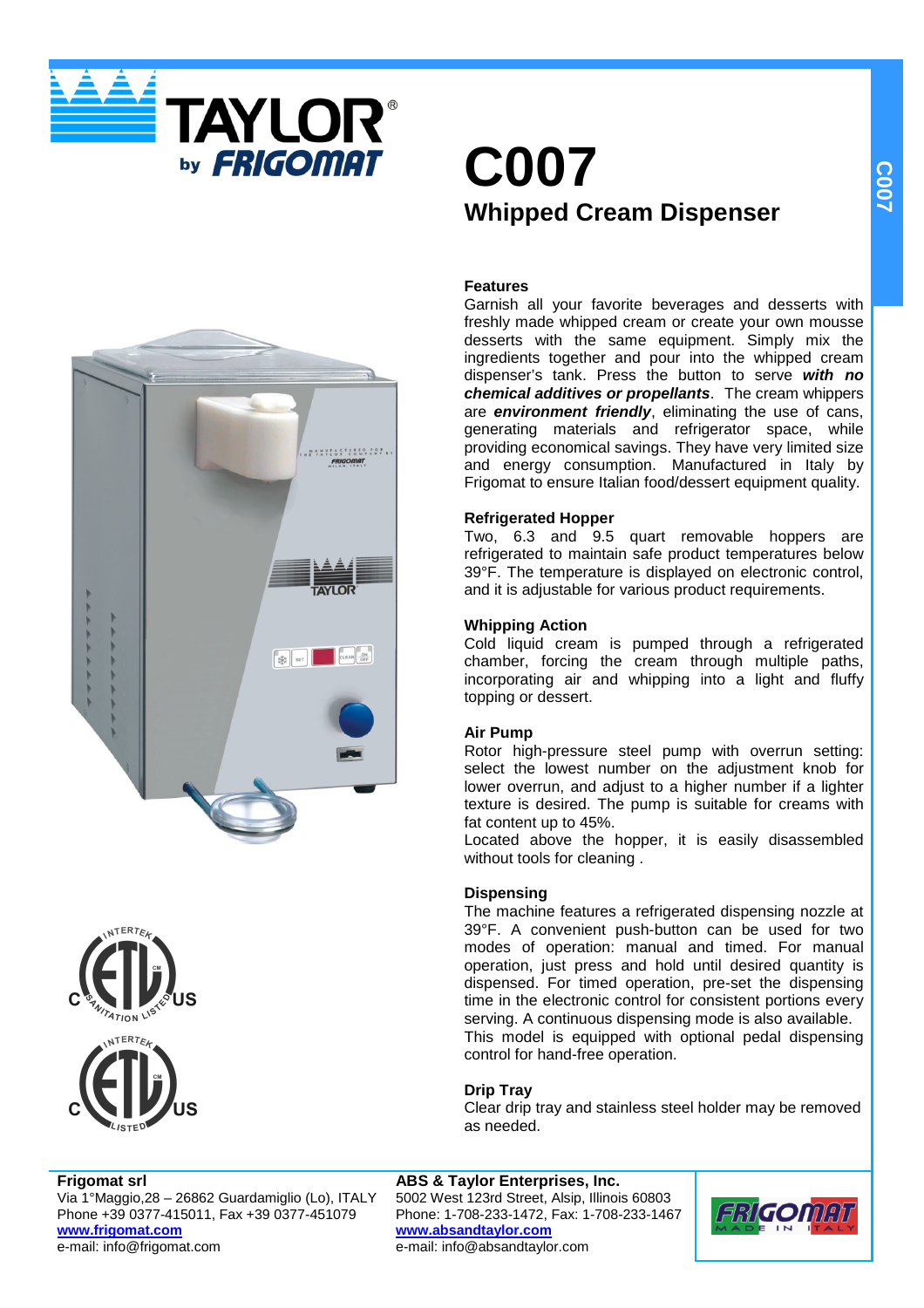# C007

## Whipped Cream Dispenser

### Features

Garnish all your favorite beverages and desserts with freshly made whipped cream or create your own mousse desserts with the same equipment. Simply mix the ingredients together and pour into the whipped cream dispenser's tank. Press the button to serve ***with no chemical additives or propellants***. The cream whippers are ***environment friendly***, eliminating the use of cans, generating materials and refrigerator space, while providing economical savings. They have very limited size and energy consumption. Manufactured in Italy by Frigomat to ensure Italian food/dessert equipment quality.

### Refrigerated Hopper

Two, 6.3 and 9.5 quart removable hoppers are refrigerated to maintain safe product temperatures below 39°F. The temperature is displayed on electronic control, and it is adjustable for various product requirements.

### Whipping Action

Cold liquid cream is pumped through a refrigerated chamber, forcing the cream through multiple paths, incorporating air and whipping into a light and fluffy topping or dessert.

### Air Pump

Rotor high-pressure steel pump with overrun setting: select the lowest number on the adjustment knob for lower overrun, and adjust to a higher number if a lighter texture is desired. The pump is suitable for creams with fat content up to 45%.

Located above the hopper, it is easily disassembled without tools for cleaning .

### Dispensing

The machine features a refrigerated dispensing nozzle at 39°F. A convenient push-button can be used for two modes of operation: manual and timed. For manual operation, just press and hold until desired quantity is dispensed. For timed operation, pre-set the dispensing time in the electronic control for consistent portions every serving. A continuous dispensing mode is also available.

This model is equipped with optional pedal dispensing control for hand-free operation.

### Drip Tray

Clear drip tray and stainless steel holder may be removed as needed.

**Frigomat srl**
Via 1°Maggio,28 – 26862 Guardamiglio (Lo), ITALY
Phone +39 0377-415011, Fax +39 0377-451079
**www.frigomat.com**
e-mail: info@frigomat.com

**ABS & Taylor Enterprises, Inc.**
5002 West 123rd Street, Alsip, Illinois 60803
Phone: 1-708-233-1472, Fax: 1-708-233-1467
**www.absandtaylor.com**
e-mail: info@absandtaylor.com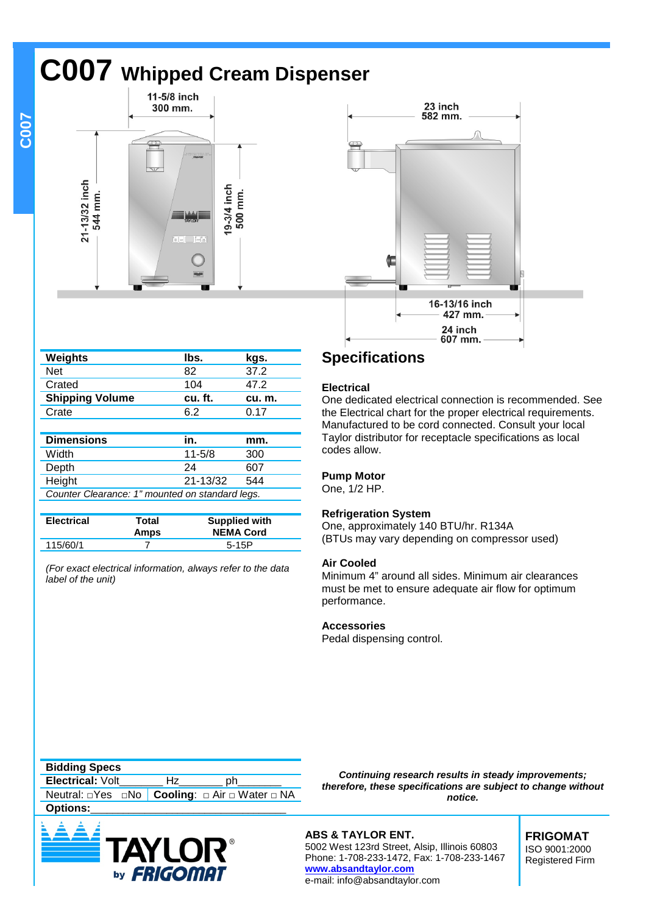# C007 Whipped Cream Dispenser

11-5/8 inch
300 mm.

21-13/32 inch
544 mm.

19-3/4 inch
500 mm.

23 inch
582 mm.

16-13/16 inch
427 mm.

24 inch
607 mm.

| Weights | lbs. | kgs. |
|---|---|---|
| Net | 82 | 37.2 |
| Crated | 104 | 47.2 |
| **Shipping Volume** | **cu. ft.** | **cu. m.** |
| Crate | 6.2 | 0.17 |

| Dimensions | in. | mm. |
|---|---|---|
| Width | 11-5/8 | 300 |
| Depth | 24 | 607 |
| Height | 21-13/32 | 544 |

*Counter Clearance: 1" mounted on standard legs.*

| Electrical | Total Amps | Supplied with NEMA Cord |
|---|---|---|
| 115/60/1 | 7 | 5-15P |

*(For exact electrical information, always refer to the data label of the unit)*

## Specifications

**Electrical**
One dedicated electrical connection is recommended. See the Electrical chart for the proper electrical requirements. Manufactured to be cord connected. Consult your local Taylor distributor for receptacle specifications as local codes allow.

**Pump Motor**
One, 1/2 HP.

**Refrigeration System**
One, approximately 140 BTU/hr. R134A
(BTUs may vary depending on compressor used)

**Air Cooled**
Minimum 4" around all sides. Minimum air clearances must be met to ensure adequate air flow for optimum performance.

**Accessories**
Pedal dispensing control.

**Bidding Specs**

**Electrical:** Volt\_\_\_\_\_\_\_ Hz\_\_\_\_\_\_\_ ph\_\_\_\_\_\_\_

Neutral: □Yes □No | **Cooling**: □ Air □ Water □ NA

**Options:**\_\_\_\_\_\_\_\_\_\_\_\_\_\_\_\_\_\_\_\_\_\_\_\_\_\_\_\_

***Continuing research results in steady improvements; therefore, these specifications are subject to change without notice.***

TAYLOR® by FRIGOMAT

**ABS & TAYLOR ENT.**
5002 West 123rd Street, Alsip, Illinois 60803
Phone: 1-708-233-1472, Fax: 1-708-233-1467
**www.absandtaylor.com**
e-mail: info@absandtaylor.com

**FRIGOMAT**
ISO 9001:2000
Registered Firm